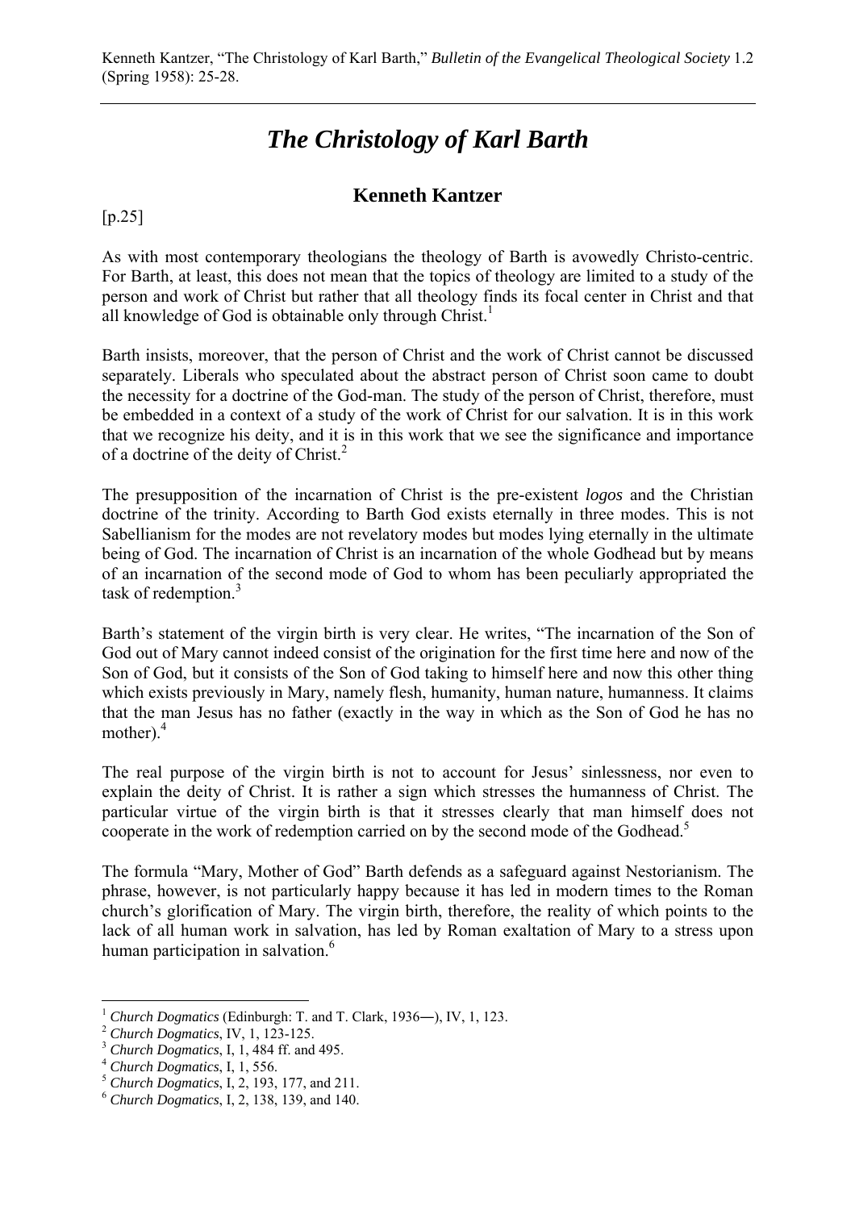Kenneth Kantzer, "The Christology of Karl Barth," *Bulletin of the Evangelical Theological Society* 1.2 (Spring 1958): 25-28.

# *The Christology of Karl Barth*

## Kenneth Kantzer

[p.25]

As with most contemporary theologians the theology of Barth is avowedly Christo-centric. For Barth, at least, this does not mean that the topics of theology are limited to a study of the person and work of Christ but rather that all theology finds its focal center in Christ and that all knowledge of God is obtainable only through Christ.[1]

Barth insists, moreover, that the person of Christ and the work of Christ cannot be discussed separately. Liberals who speculated about the abstract person of Christ soon came to doubt the necessity for a doctrine of the God-man. The study of the person of Christ, therefore, must be embedded in a context of a study of the work of Christ for our salvation. It is in this work that we recognize his deity, and it is in this work that we see the significance and importance of a doctrine of the deity of Christ.[2]

The presupposition of the incarnation of Christ is the pre-existent *logos* and the Christian doctrine of the trinity. According to Barth God exists eternally in three modes. This is not Sabellianism for the modes are not revelatory modes but modes lying eternally in the ultimate being of God. The incarnation of Christ is an incarnation of the whole Godhead but by means of an incarnation of the second mode of God to whom has been peculiarly appropriated the task of redemption.[3]

Barth's statement of the virgin birth is very clear. He writes, "The incarnation of the Son of God out of Mary cannot indeed consist of the origination for the first time here and now of the Son of God, but it consists of the Son of God taking to himself here and now this other thing which exists previously in Mary, namely flesh, humanity, human nature, humanness. It claims that the man Jesus has no father (exactly in the way in which as the Son of God he has no mother).[4]

The real purpose of the virgin birth is not to account for Jesus' sinlessness, nor even to explain the deity of Christ. It is rather a sign which stresses the humanness of Christ. The particular virtue of the virgin birth is that it stresses clearly that man himself does not cooperate in the work of redemption carried on by the second mode of the Godhead.[5]

The formula "Mary, Mother of God" Barth defends as a safeguard against Nestorianism. The phrase, however, is not particularly happy because it has led in modern times to the Roman church's glorification of Mary. The virgin birth, therefore, the reality of which points to the lack of all human work in salvation, has led by Roman exaltation of Mary to a stress upon human participation in salvation.[6]

---

[1] *Church Dogmatics* (Edinburgh: T. and T. Clark, 1936―), IV, 1, 123.

[2] *Church Dogmatics*, IV, 1, 123-125.

[3] *Church Dogmatics*, I, 1, 484 ff. and 495.

[4] *Church Dogmatics*, I, 1, 556.

[5] *Church Dogmatics*, I, 2, 193, 177, and 211.

[6] *Church Dogmatics*, I, 2, 138, 139, and 140.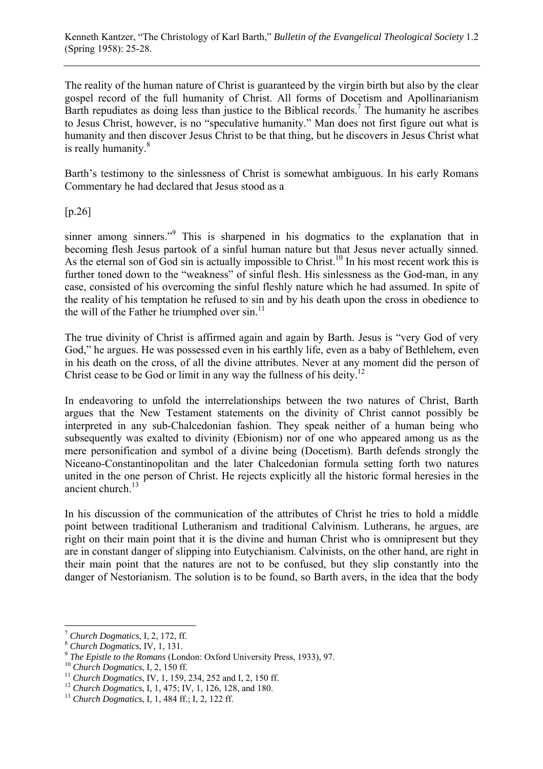The reality of the human nature of Christ is guaranteed by the virgin birth but also by the clear gospel record of the full humanity of Christ. All forms of Docetism and Apollinarianism Barth repudiates as doing less than justice to the Biblical records.[7] The humanity he ascribes to Jesus Christ, however, is no "speculative humanity." Man does not first figure out what is humanity and then discover Jesus Christ to be that thing, but he discovers in Jesus Christ what is really humanity.[8]

Barth's testimony to the sinlessness of Christ is somewhat ambiguous. In his early Romans Commentary he had declared that Jesus stood as a

[p.26]

sinner among sinners."[9] This is sharpened in his dogmatics to the explanation that in becoming flesh Jesus partook of a sinful human nature but that Jesus never actually sinned. As the eternal son of God sin is actually impossible to Christ.[10] In his most recent work this is further toned down to the "weakness" of sinful flesh. His sinlessness as the God-man, in any case, consisted of his overcoming the sinful fleshly nature which he had assumed. In spite of the reality of his temptation he refused to sin and by his death upon the cross in obedience to the will of the Father he triumphed over sin.[11]

The true divinity of Christ is affirmed again and again by Barth. Jesus is "very God of very God," he argues. He was possessed even in his earthly life, even as a baby of Bethlehem, even in his death on the cross, of all the divine attributes. Never at any moment did the person of Christ cease to be God or limit in any way the fullness of his deity.[12]

In endeavoring to unfold the interrelationships between the two natures of Christ, Barth argues that the New Testament statements on the divinity of Christ cannot possibly be interpreted in any sub-Chalcedonian fashion. They speak neither of a human being who subsequently was exalted to divinity (Ebionism) nor of one who appeared among us as the mere personification and symbol of a divine being (Docetism). Barth defends strongly the Niceano-Constantinopolitan and the later Chalcedonian formula setting forth two natures united in the one person of Christ. He rejects explicitly all the historic formal heresies in the ancient church.[13]

In his discussion of the communication of the attributes of Christ he tries to hold a middle point between traditional Lutheranism and traditional Calvinism. Lutherans, he argues, are right on their main point that it is the divine and human Christ who is omnipresent but they are in constant danger of slipping into Eutychianism. Calvinists, on the other hand, are right in their main point that the natures are not to be confused, but they slip constantly into the danger of Nestorianism. The solution is to be found, so Barth avers, in the idea that the body

---

[7] *Church Dogmatics*, I, 2, 172, ff.

[8] *Church Dogmatics*, IV, 1, 131.

[9] *The Epistle to the Romans* (London: Oxford University Press, 1933), 97.

[10] *Church Dogmatics*, I, 2, 150 ff.

[11] *Church Dogmatics*, IV, 1, 159, 234, 252 and I, 2, 150 ff.

[12] *Church Dogmatics*, I, 1, 475; IV, 1, 126, 128, and 180.

[13] *Church Dogmatics*, I, 1, 484 ff.; I, 2, 122 ff.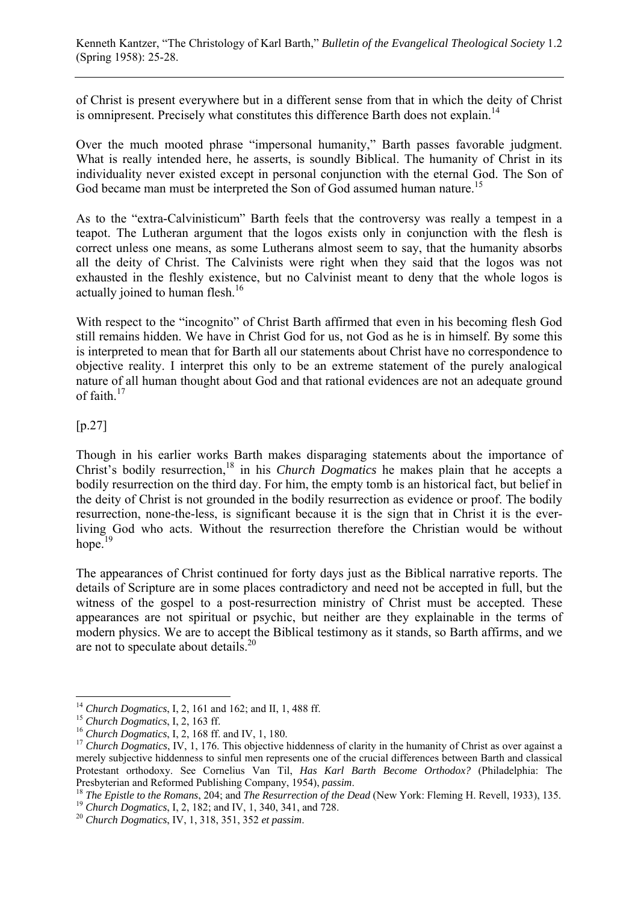of Christ is present everywhere but in a different sense from that in which the deity of Christ is omnipresent. Precisely what constitutes this difference Barth does not explain.[14]

Over the much mooted phrase "impersonal humanity," Barth passes favorable judgment. What is really intended here, he asserts, is soundly Biblical. The humanity of Christ in its individuality never existed except in personal conjunction with the eternal God. The Son of God became man must be interpreted the Son of God assumed human nature.[15]

As to the "extra-Calvinisticum" Barth feels that the controversy was really a tempest in a teapot. The Lutheran argument that the logos exists only in conjunction with the flesh is correct unless one means, as some Lutherans almost seem to say, that the humanity absorbs all the deity of Christ. The Calvinists were right when they said that the logos was not exhausted in the fleshly existence, but no Calvinist meant to deny that the whole logos is actually joined to human flesh.[16]

With respect to the "incognito" of Christ Barth affirmed that even in his becoming flesh God still remains hidden. We have in Christ God for us, not God as he is in himself. By some this is interpreted to mean that for Barth all our statements about Christ have no correspondence to objective reality. I interpret this only to be an extreme statement of the purely analogical nature of all human thought about God and that rational evidences are not an adequate ground of faith.[17]

[p.27]

Though in his earlier works Barth makes disparaging statements about the importance of Christ's bodily resurrection,[18] in his *Church Dogmatics* he makes plain that he accepts a bodily resurrection on the third day. For him, the empty tomb is an historical fact, but belief in the deity of Christ is not grounded in the bodily resurrection as evidence or proof. The bodily resurrection, none-the-less, is significant because it is the sign that in Christ it is the ever-living God who acts. Without the resurrection therefore the Christian would be without hope.[19]

The appearances of Christ continued for forty days just as the Biblical narrative reports. The details of Scripture are in some places contradictory and need not be accepted in full, but the witness of the gospel to a post-resurrection ministry of Christ must be accepted. These appearances are not spiritual or psychic, but neither are they explainable in the terms of modern physics. We are to accept the Biblical testimony as it stands, so Barth affirms, and we are not to speculate about details.[20]

---

[14] *Church Dogmatics*, I, 2, 161 and 162; and II, 1, 488 ff.

[15] *Church Dogmatics*, I, 2, 163 ff.

[16] *Church Dogmatics*, I, 2, 168 ff. and IV, 1, 180.

[17] *Church Dogmatics*, IV, 1, 176. This objective hiddenness of clarity in the humanity of Christ as over against a merely subjective hiddenness to sinful men represents one of the crucial differences between Barth and classical Protestant orthodoxy. See Cornelius Van Til, *Has Karl Barth Become Orthodox?* (Philadelphia: The Presbyterian and Reformed Publishing Company, 1954), *passim*.

[18] *The Epistle to the Romans*, 204; and *The Resurrection of the Dead* (New York: Fleming H. Revell, 1933), 135.

[19] *Church Dogmatics*, I, 2, 182; and IV, 1, 340, 341, and 728.

[20] *Church Dogmatics*, IV, 1, 318, 351, 352 *et passim*.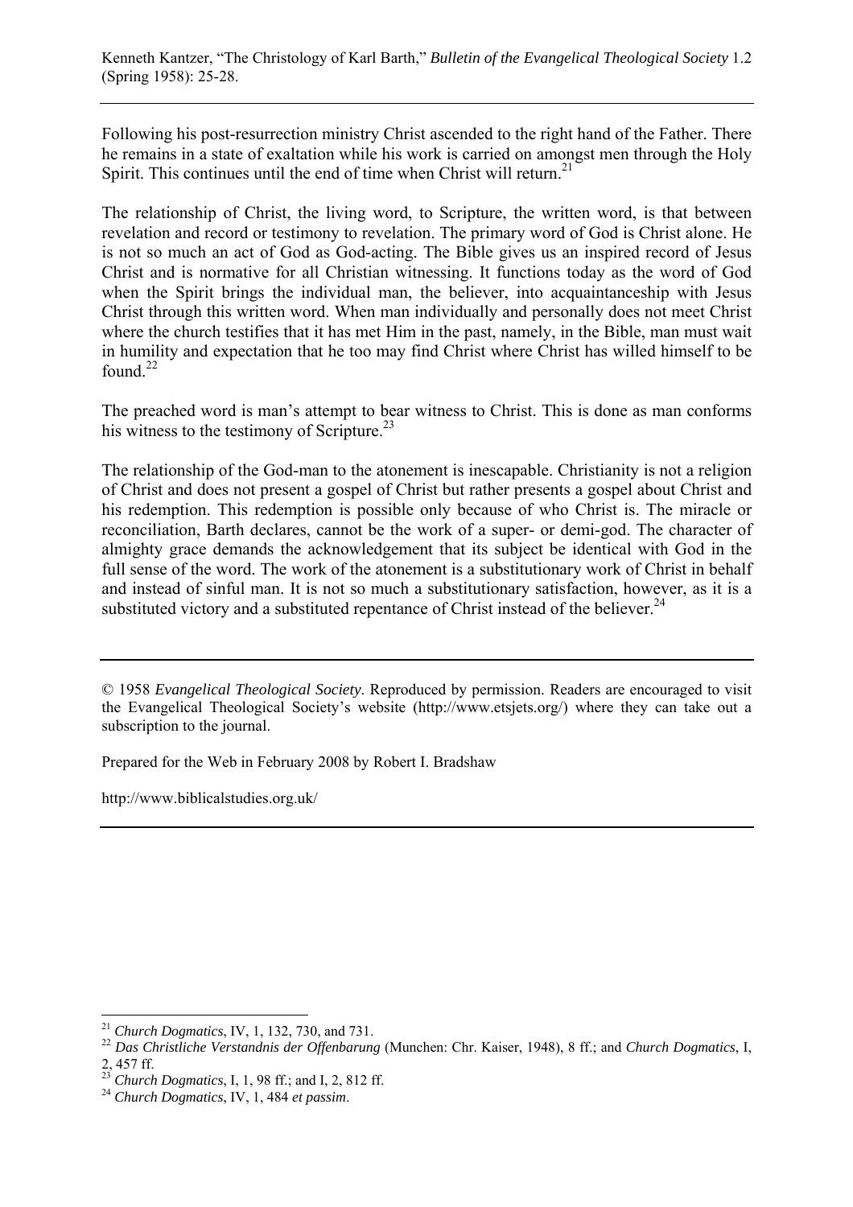Following his post-resurrection ministry Christ ascended to the right hand of the Father. There he remains in a state of exaltation while his work is carried on amongst men through the Holy Spirit. This continues until the end of time when Christ will return.[21]

The relationship of Christ, the living word, to Scripture, the written word, is that between revelation and record or testimony to revelation. The primary word of God is Christ alone. He is not so much an act of God as God-acting. The Bible gives us an inspired record of Jesus Christ and is normative for all Christian witnessing. It functions today as the word of God when the Spirit brings the individual man, the believer, into acquaintanceship with Jesus Christ through this written word. When man individually and personally does not meet Christ where the church testifies that it has met Him in the past, namely, in the Bible, man must wait in humility and expectation that he too may find Christ where Christ has willed himself to be found.[22]

The preached word is man's attempt to bear witness to Christ. This is done as man conforms his witness to the testimony of Scripture.[23]

The relationship of the God-man to the atonement is inescapable. Christianity is not a religion of Christ and does not present a gospel of Christ but rather presents a gospel about Christ and his redemption. This redemption is possible only because of who Christ is. The miracle or reconciliation, Barth declares, cannot be the work of a super- or demi-god. The character of almighty grace demands the acknowledgement that its subject be identical with God in the full sense of the word. The work of the atonement is a substitutionary work of Christ in behalf and instead of sinful man. It is not so much a substitutionary satisfaction, however, as it is a substituted victory and a substituted repentance of Christ instead of the believer.[24]

---

© 1958 *Evangelical Theological Society*. Reproduced by permission. Readers are encouraged to visit the Evangelical Theological Society's website (http://www.etsjets.org/) where they can take out a subscription to the journal.

Prepared for the Web in February 2008 by Robert I. Bradshaw

http://www.biblicalstudies.org.uk/

---

[21] *Church Dogmatics*, IV, 1, 132, 730, and 731.

[22] *Das Christliche Verstandnis der Offenbarung* (Munchen: Chr. Kaiser, 1948), 8 ff.; and *Church Dogmatics*, I, 2, 457 ff.

[23] *Church Dogmatics*, I, 1, 98 ff.; and I, 2, 812 ff.

[24] *Church Dogmatics*, IV, 1, 484 *et passim*.